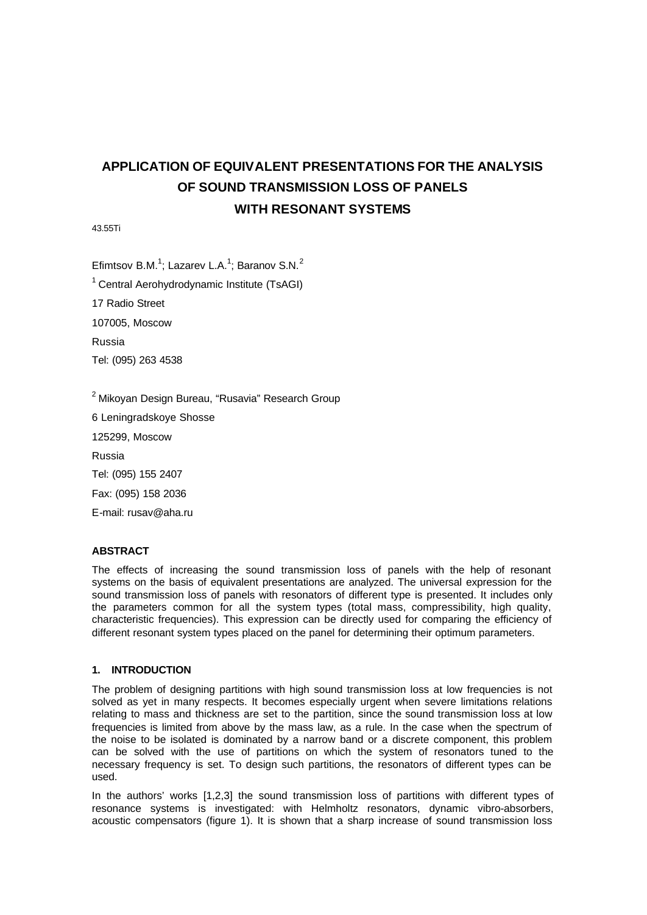# APPLICATION OF EQUIVALENT PRESENTATIONS FOR THE ANALYSIS OF SOUND TRANSMISSION LOSS OF PANELS WITH RESONANT SYSTEMS

43.55Ti

Efimtsov B.M.[1]; Lazarev L.A.[1]; Baranov S.N.[2]

[1] Central Aerohydrodynamic Institute (TsAGI)

17 Radio Street

107005, Moscow

Russia

Tel: (095) 263 4538

[2] Mikoyan Design Bureau, "Rusavia" Research Group

6 Leningradskoye Shosse

125299, Moscow

Russia

Tel: (095) 155 2407

Fax: (095) 158 2036

E-mail: rusav@aha.ru

### ABSTRACT

The effects of increasing the sound transmission loss of panels with the help of resonant systems on the basis of equivalent presentations are analyzed. The universal expression for the sound transmission loss of panels with resonators of different type is presented. It includes only the parameters common for all the system types (total mass, compressibility, high quality, characteristic frequencies). This expression can be directly used for comparing the efficiency of different resonant system types placed on the panel for determining their optimum parameters.

### 1. INTRODUCTION

The problem of designing partitions with high sound transmission loss at low frequencies is not solved as yet in many respects. It becomes especially urgent when severe limitations relations relating to mass and thickness are set to the partition, since the sound transmission loss at low frequencies is limited from above by the mass law, as a rule. In the case when the spectrum of the noise to be isolated is dominated by a narrow band or a discrete component, this problem can be solved with the use of partitions on which the system of resonators tuned to the necessary frequency is set. To design such partitions, the resonators of different types can be used.

In the authors' works [1,2,3] the sound transmission loss of partitions with different types of resonance systems is investigated: with Helmholtz resonators, dynamic vibro-absorbers, acoustic compensators (figure 1). It is shown that a sharp increase of sound transmission loss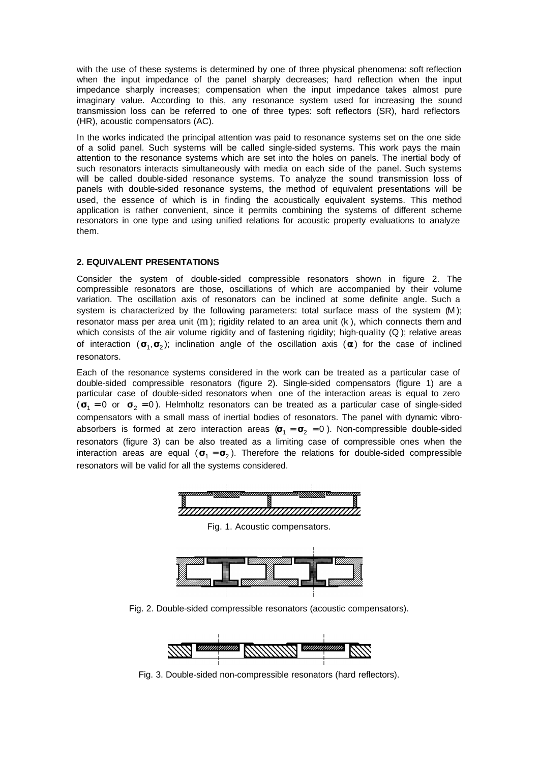with the use of these systems is determined by one of three physical phenomena: soft reflection when the input impedance of the panel sharply decreases; hard reflection when the input impedance sharply increases; compensation when the input impedance takes almost pure imaginary value. According to this, any resonance system used for increasing the sound transmission loss can be referred to one of three types: soft reflectors (SR), hard reflectors (HR), acoustic compensators (AC).

In the works indicated the principal attention was paid to resonance systems set on the one side of a solid panel. Such systems will be called single-sided systems. This work pays the main attention to the resonance systems which are set into the holes on panels. The inertial body of such resonators interacts simultaneously with media on each side of the panel. Such systems will be called double-sided resonance systems. To analyze the sound transmission loss of panels with double-sided resonance systems, the method of equivalent presentations will be used, the essence of which is in finding the acoustically equivalent systems. This method application is rather convenient, since it permits combining the systems of different scheme resonators in one type and using unified relations for acoustic property evaluations to analyze them.

## 2. EQUIVALENT PRESENTATIONS

Consider the system of double-sided compressible resonators shown in figure 2. The compressible resonators are those, oscillations of which are accompanied by their volume variation. The oscillation axis of resonators can be inclined at some definite angle. Such a system is characterized by the following parameters: total surface mass of the system ($M$); resonator mass per area unit ($m$); rigidity related to an area unit ($k$), which connects them and which consists of the air volume rigidity and of fastening rigidity; high-quality ($Q$); relative areas of interaction ($\sigma_1, \sigma_2$); inclination angle of the oscillation axis ($\alpha$) for the case of inclined resonators.

Each of the resonance systems considered in the work can be treated as a particular case of double-sided compressible resonators (figure 2). Single-sided compensators (figure 1) are a particular case of double-sided resonators when one of the interaction areas is equal to zero ($\sigma_1 = 0$ or $\sigma_2 = 0$). Helmholtz resonators can be treated as a particular case of single-sided compensators with a small mass of inertial bodies of resonators. The panel with dynamic vibro-absorbers is formed at zero interaction areas ($\sigma_1 = \sigma_2 = 0$). Non-compressible double-sided resonators (figure 3) can be also treated as a limiting case of compressible ones when the interaction areas are equal ($\sigma_1 = \sigma_2$). Therefore the relations for double-sided compressible resonators will be valid for all the systems considered.

Fig. 1. Acoustic compensators.

Fig. 2. Double-sided compressible resonators (acoustic compensators).

Fig. 3. Double-sided non-compressible resonators (hard reflectors).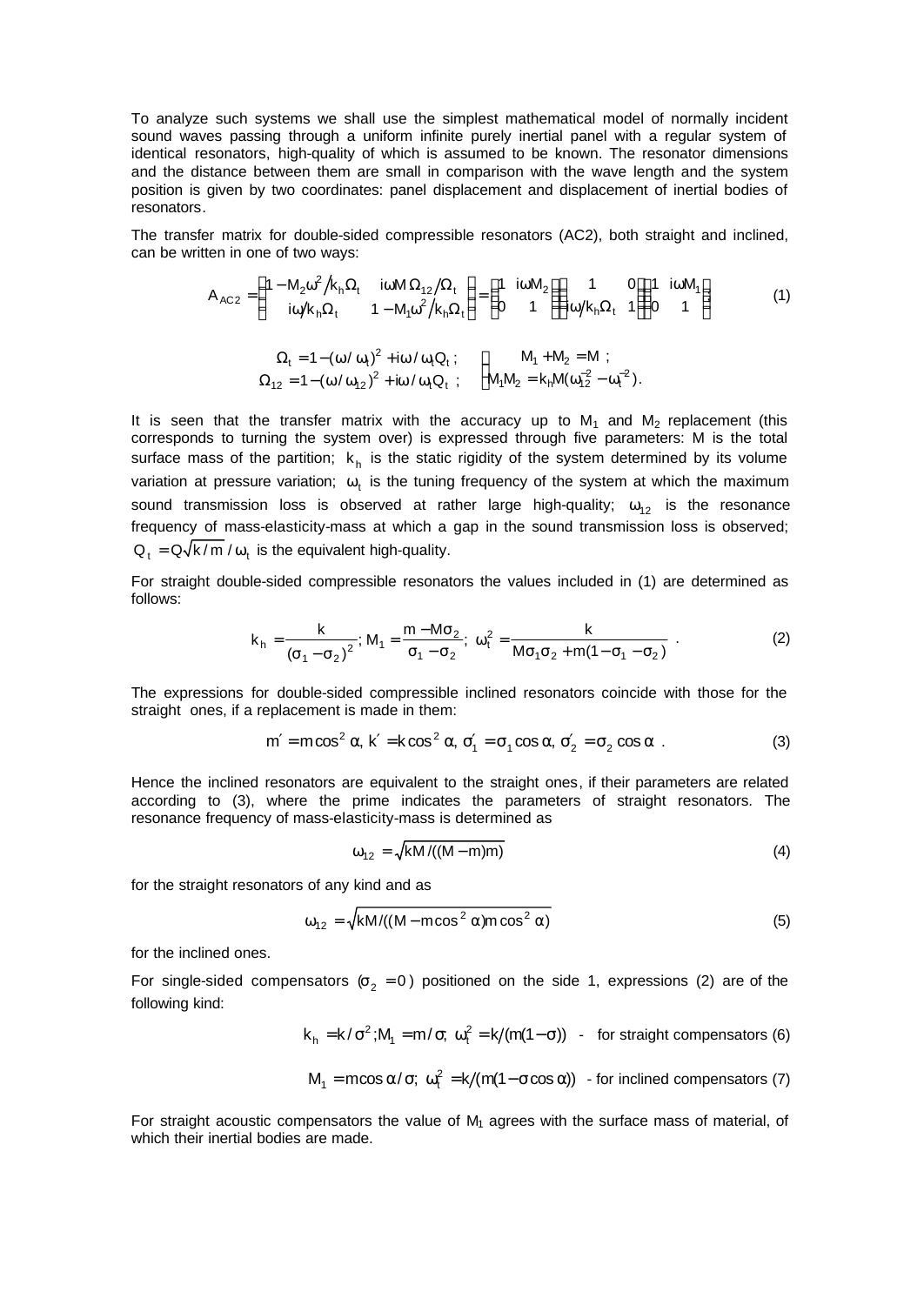To analyze such systems we shall use the simplest mathematical model of normally incident sound waves passing through a uniform infinite purely inertial panel with a regular system of identical resonators, high-quality of which is assumed to be known. The resonator dimensions and the distance between them are small in comparison with the wave length and the system position is given by two coordinates: panel displacement and displacement of inertial bodies of resonators.

The transfer matrix for double-sided compressible resonators (AC2), both straight and inclined, can be written in one of two ways:

$$A_{AC2} = \begin{pmatrix} 1 - M_2\omega^2 / k_h\Omega_t & i\omega M\,\Omega_{12}/\Omega_t \\ i\omega / k_h\Omega_t & 1 - M_1\omega^2 / k_h\Omega_t \end{pmatrix} = \begin{pmatrix} 1 & i\omega M_2 \\ 0 & 1 \end{pmatrix} \begin{pmatrix} 1 & 0 \\ i\omega / k_h\Omega_t & 1 \end{pmatrix} \begin{pmatrix} 1 & i\omega M_1 \\ 0 & 1 \end{pmatrix} \tag{1}$$

$$\Omega_t = 1 - (\omega/\omega_t)^2 + i\omega/\omega_t Q_t\,; \qquad \begin{cases} M_1 + M_2 = M\,; \\ M_1 M_2 = k_h M(\omega_{12}^{-2} - \omega_t^{-2}). \end{cases}$$
$$\Omega_{12} = 1 - (\omega/\omega_{12})^2 + i\omega/\omega_t Q_t\,;$$

It is seen that the transfer matrix with the accuracy up to $M_1$ and $M_2$ replacement (this corresponds to turning the system over) is expressed through five parameters: M is the total surface mass of the partition; $k_h$ is the static rigidity of the system determined by its volume variation at pressure variation; $\omega_t$ is the tuning frequency of the system at which the maximum sound transmission loss is observed at rather large high-quality; $\omega_{12}$ is the resonance frequency of mass-elasticity-mass at which a gap in the sound transmission loss is observed; $Q_t = Q\sqrt{k/m}/\omega_t$ is the equivalent high-quality.

For straight double-sided compressible resonators the values included in (1) are determined as follows:

$$k_h = \frac{k}{(\sigma_1 - \sigma_2)^2};\; M_1 = \frac{m - M\sigma_2}{\sigma_1 - \sigma_2};\; \omega_t^2 = \frac{k}{M\sigma_1\sigma_2 + m(1 - \sigma_1 - \sigma_2)}\,. \tag{2}$$

The expressions for double-sided compressible inclined resonators coincide with those for the straight ones, if a replacement is made in them:

$$m' = m\cos^2\alpha,\; k' = k\cos^2\alpha,\; \sigma_1' = \sigma_1\cos\alpha,\; \sigma_2' = \sigma_2\cos\alpha\,. \tag{3}$$

Hence the inclined resonators are equivalent to the straight ones, if their parameters are related according to (3), where the prime indicates the parameters of straight resonators. The resonance frequency of mass-elasticity-mass is determined as

$$\omega_{12} = \sqrt{kM/((M - m)m)} \tag{4}$$

for the straight resonators of any kind and as

$$\omega_{12} = \sqrt{kM/((M - m\cos^2\alpha)m\cos^2\alpha)} \tag{5}$$

for the inclined ones.

For single-sided compensators ($\sigma_2 = 0$) positioned on the side 1, expressions (2) are of the following kind:

$$k_h = k/\sigma^2;\, M_1 = m/\sigma;\; \omega_t^2 = k/(m(1 - \sigma)) \quad \text{- for straight compensators (6)}$$

$$M_1 = m\cos\alpha/\sigma;\; \omega_t^2 = k/(m(1 - \sigma\cos\alpha)) \quad \text{- for inclined compensators (7)}$$

For straight acoustic compensators the value of $M_1$ agrees with the surface mass of material, of which their inertial bodies are made.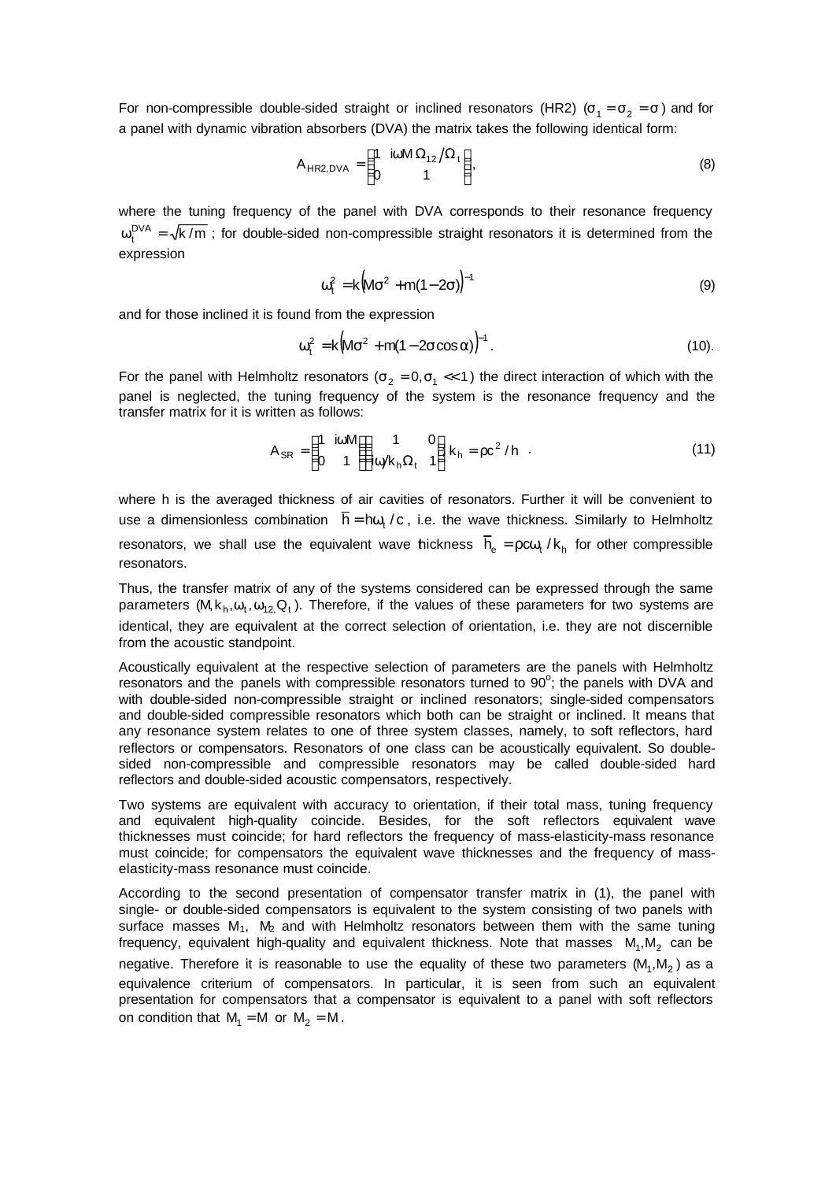For non-compressible double-sided straight or inclined resonators (HR2) ($\sigma_1 = \sigma_2 = \sigma$) and for a panel with dynamic vibration absorbers (DVA) the matrix takes the following identical form:

$$A_{HR2,DVA} = \begin{pmatrix} 1 & i\omega M\,\Omega_{12}/\Omega_t \\ 0 & 1 \end{pmatrix}, \tag{8}$$

where the tuning frequency of the panel with DVA corresponds to their resonance frequency $\omega_t^{DVA} = \sqrt{k/m}$ ; for double-sided non-compressible straight resonators it is determined from the expression

$$\omega_t^2 = k\left(M\sigma^2 + m(1-2\sigma)\right)^{-1} \tag{9}$$

and for those inclined it is found from the expression

$$\omega_t^2 = k\left(M\sigma^2 + m(1-2\sigma\cos\alpha)\right)^{-1}. \tag{10}$$

For the panel with Helmholtz resonators ($\sigma_2 = 0, \sigma_1 \ll 1$) the direct interaction of which with the panel is neglected, the tuning frequency of the system is the resonance frequency and the transfer matrix for it is written as follows:

$$A_{SR} = \begin{pmatrix} 1 & i\omega M \\ 0 & 1 \end{pmatrix} \begin{pmatrix} 1 & 0 \\ i\omega/k_h\Omega_t & 1 \end{pmatrix}, k_h = \rho c^2/h \ . \tag{11}$$

where h is the averaged thickness of air cavities of resonators. Further it will be convenient to use a dimensionless combination $\bar{h} = h\omega_t/c$, i.e. the wave thickness. Similarly to Helmholtz resonators, we shall use the equivalent wave thickness $\bar{h}_e = \rho c \omega_t / k_h$ for other compressible resonators.

Thus, the transfer matrix of any of the systems considered can be expressed through the same parameters ($M, k_h, \omega_t, \omega_{12}, Q_t$). Therefore, if the values of these parameters for two systems are identical, they are equivalent at the correct selection of orientation, i.e. they are not discernible from the acoustic standpoint.

Acoustically equivalent at the respective selection of parameters are the panels with Helmholtz resonators and the panels with compressible resonators turned to 90$^o$; the panels with DVA and with double-sided non-compressible straight or inclined resonators; single-sided compensators and double-sided compressible resonators which both can be straight or inclined. It means that any resonance system relates to one of three system classes, namely, to soft reflectors, hard reflectors or compensators. Resonators of one class can be acoustically equivalent. So double-sided non-compressible and compressible resonators may be called double-sided hard reflectors and double-sided acoustic compensators, respectively.

Two systems are equivalent with accuracy to orientation, if their total mass, tuning frequency and equivalent high-quality coincide. Besides, for the soft reflectors equivalent wave thicknesses must coincide; for hard reflectors the frequency of mass-elasticity-mass resonance must coincide; for compensators the equivalent wave thicknesses and the frequency of mass-elasticity-mass resonance must coincide.

According to the second presentation of compensator transfer matrix in (1), the panel with single- or double-sided compensators is equivalent to the system consisting of two panels with surface masses $M_1$, $M_2$ and with Helmholtz resonators between them with the same tuning frequency, equivalent high-quality and equivalent thickness. Note that masses $M_1, M_2$ can be negative. Therefore it is reasonable to use the equality of these two parameters ($M_1, M_2$) as a equivalence criterium of compensators. In particular, it is seen from such an equivalent presentation for compensators that a compensator is equivalent to a panel with soft reflectors on condition that $M_1 = M$ or $M_2 = M$.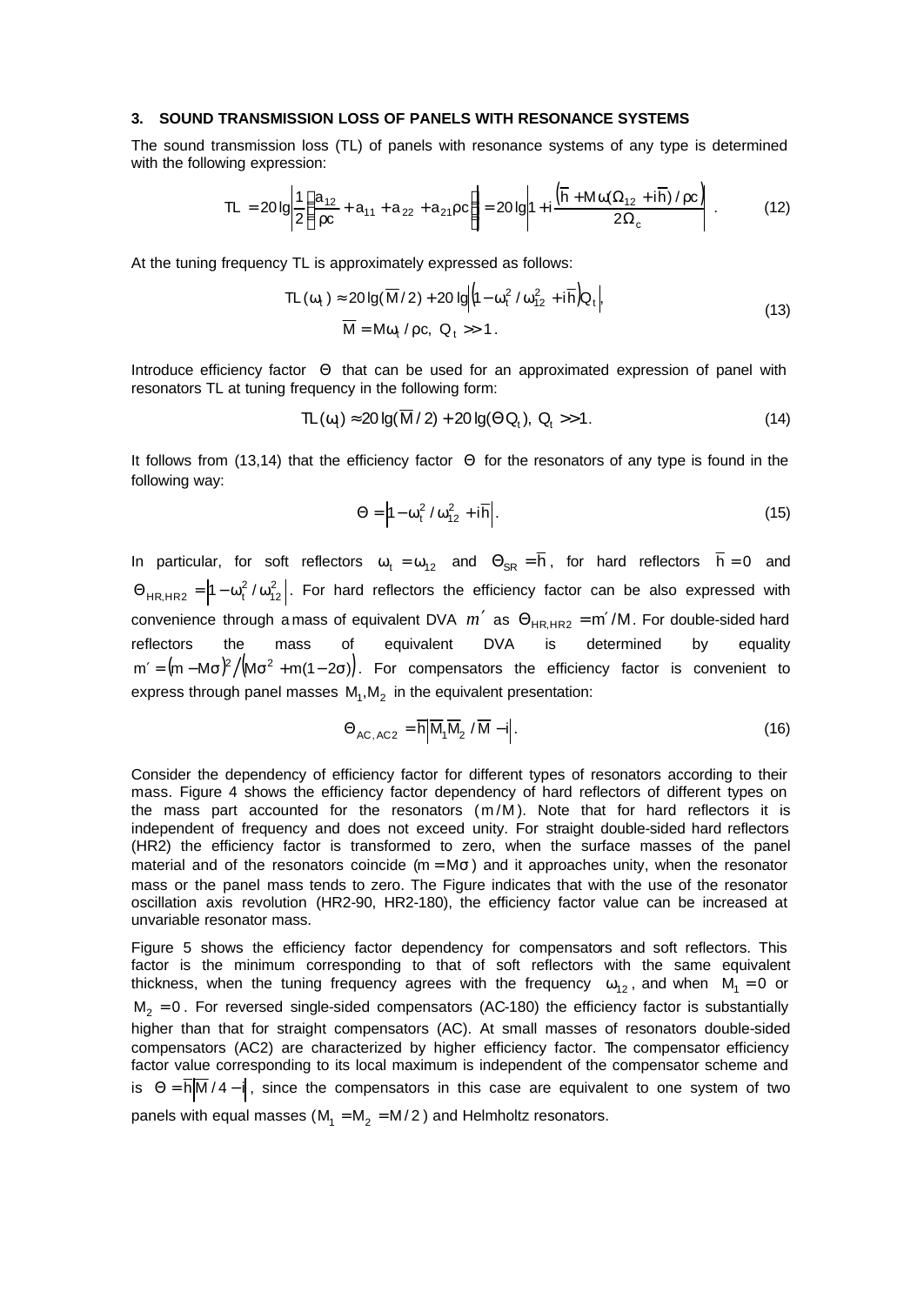### 3. SOUND TRANSMISSION LOSS OF PANELS WITH RESONANCE SYSTEMS

The sound transmission loss (TL) of panels with resonance systems of any type is determined with the following expression:

$$TL = 20\lg\left|\frac{1}{2}\left(\frac{a_{12}}{\rho c} + a_{11} + a_{22} + a_{21}\rho c\right)\right| = 20\lg\left|1 + i\frac{\left(\bar{h} + M\omega(\Omega_{12} + i\bar{h})/\rho c\right)}{2\Omega_c}\right| . \quad (12)$$

At the tuning frequency TL is approximately expressed as follows:

$$TL(\omega_t) \approx 20\lg(\bar{M}/2) + 20\lg\left|\left(1 - \omega_t^2/\omega_{12}^2 + i\bar{h}\right)Q_t\right|,$$
$$\bar{M} = M\omega_t/\rho c,\ Q_t >> 1 . \quad (13)$$

Introduce efficiency factor $\Theta$ that can be used for an approximated expression of panel with resonators TL at tuning frequency in the following form:

$$TL(\omega_t) \approx 20\lg(\bar{M}/2) + 20\lg(\Theta Q_t),\ Q_t >> 1. \quad (14)$$

It follows from (13,14) that the efficiency factor $\Theta$ for the resonators of any type is found in the following way:

$$\Theta = \left|1 - \omega_t^2/\omega_{12}^2 + i\bar{h}\right|. \quad (15)$$

In particular, for soft reflectors $\omega_t = \omega_{12}$ and $\Theta_{SR} = \bar{h}$, for hard reflectors $\bar{h} = 0$ and $\Theta_{HR,HR2} = \left|1 - \omega_t^2/\omega_{12}^2\right|$. For hard reflectors the efficiency factor can be also expressed with convenience through a mass of equivalent DVA $m'$ as $\Theta_{HR,HR2} = m'/M$. For double-sided hard reflectors the mass of equivalent DVA is determined by equality $m' = (m - M\sigma)^2 / \left(M\sigma^2 + m(1-2\sigma)\right)$. For compensators the efficiency factor is convenient to express through panel masses $M_1, M_2$ in the equivalent presentation:

$$\Theta_{AC,AC2} = \bar{h}\left|\bar{M}_1\bar{M}_2/\bar{M} - i\right|. \quad (16)$$

Consider the dependency of efficiency factor for different types of resonators according to their mass. Figure 4 shows the efficiency factor dependency of hard reflectors of different types on the mass part accounted for the resonators ($m/M$). Note that for hard reflectors it is independent of frequency and does not exceed unity. For straight double-sided hard reflectors (HR2) the efficiency factor is transformed to zero, when the surface masses of the panel material and of the resonators coincide ($m = M\sigma$) and it approaches unity, when the resonator mass or the panel mass tends to zero. The Figure indicates that with the use of the resonator oscillation axis revolution (HR2-90, HR2-180), the efficiency factor value can be increased at unvariable resonator mass.

Figure 5 shows the efficiency factor dependency for compensators and soft reflectors. This factor is the minimum corresponding to that of soft reflectors with the same equivalent thickness, when the tuning frequency agrees with the frequency $\omega_{12}$, and when $M_1 = 0$ or $M_2 = 0$. For reversed single-sided compensators (AC-180) the efficiency factor is substantially higher than that for straight compensators (AC). At small masses of resonators double-sided compensators (AC2) are characterized by higher efficiency factor. The compensator efficiency factor value corresponding to its local maximum is independent of the compensator scheme and is $\Theta = \bar{h}\left|\bar{M}/4 - i\right|$, since the compensators in this case are equivalent to one system of two panels with equal masses ($M_1 = M_2 = M/2$) and Helmholtz resonators.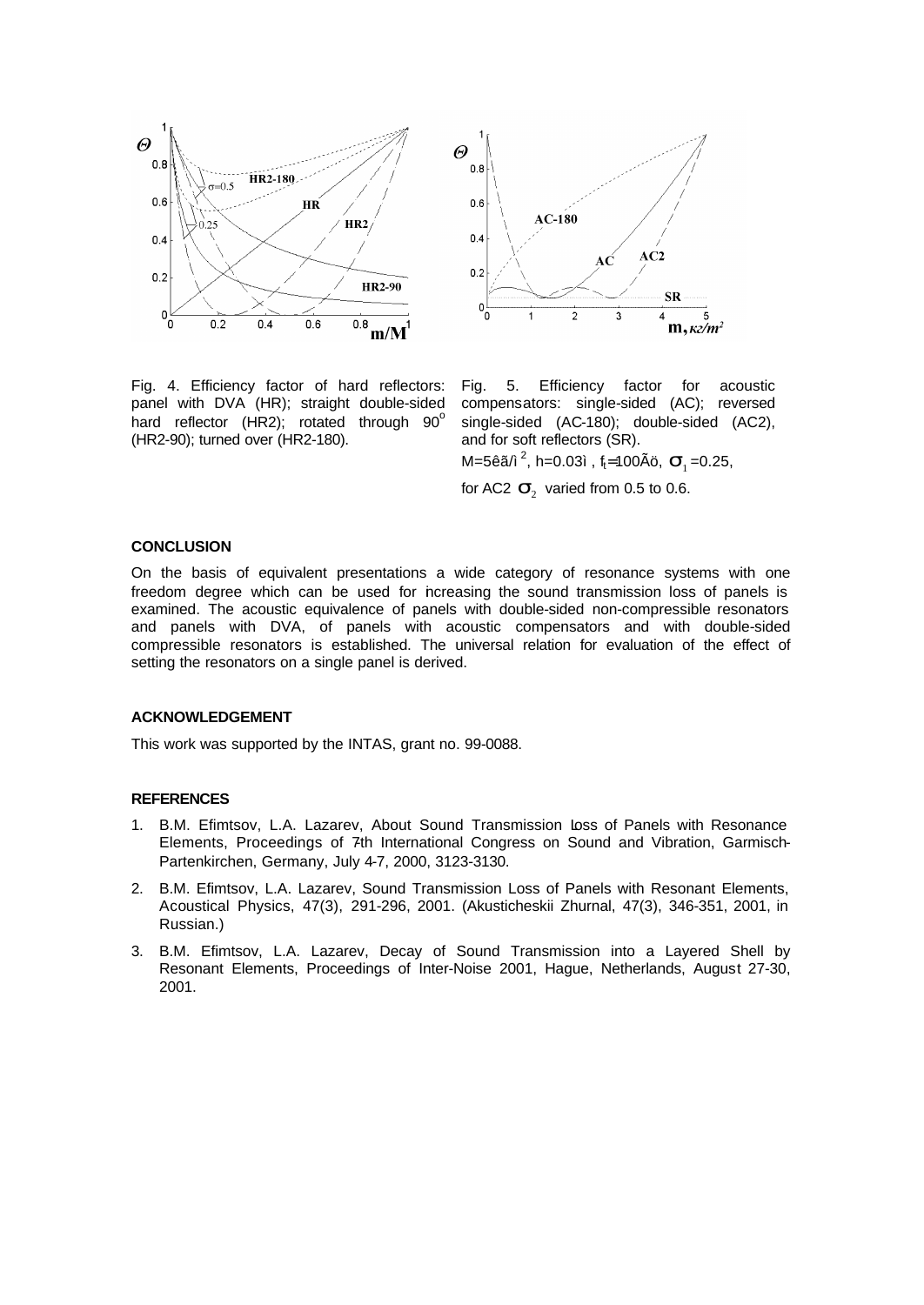Θ

1

0.8

0.6

0.4

0.2

0

0 0.2 0.4 0.6 0.8 1

m/M

σ=0.5

0.25

HR2-180

HR

HR2

HR2-90

Θ

1

0.8

0.6

0.4

0.2

0

0 1 2 3 4 5

m, кг/м²

AC-180

AC

AC2

SR

Fig. 4. Efficiency factor of hard reflectors: panel with DVA (HR); straight double-sided hard reflector (HR2); rotated through $90^{o}$ (HR2-90); turned over (HR2-180).

Fig. 5. Efficiency factor for acoustic compensators: single-sided (AC); reversed single-sided (AC-180); double-sided (AC2), and for soft reflectors (SR). M=5êã/ì $^{2}$, h=0.03ì , $f_t$=100Ãö, $\sigma_1$=0.25, for AC2 $\sigma_2$ varied from 0.5 to 0.6.

## CONCLUSION

On the basis of equivalent presentations a wide category of resonance systems with one freedom degree which can be used for increasing the sound transmission loss of panels is examined. The acoustic equivalence of panels with double-sided non-compressible resonators and panels with DVA, of panels with acoustic compensators and with double-sided compressible resonators is established. The universal relation for evaluation of the effect of setting the resonators on a single panel is derived.

## ACKNOWLEDGEMENT

This work was supported by the INTAS, grant no. 99-0088.

## REFERENCES

1. B.M. Efimtsov, L.A. Lazarev, About Sound Transmission Loss of Panels with Resonance Elements, Proceedings of 7th International Congress on Sound and Vibration, Garmisch-Partenkirchen, Germany, July 4-7, 2000, 3123-3130.
2. B.M. Efimtsov, L.A. Lazarev, Sound Transmission Loss of Panels with Resonant Elements, Acoustical Physics, 47(3), 291-296, 2001. (Akusticheskii Zhurnal, 47(3), 346-351, 2001, in Russian.)
3. B.M. Efimtsov, L.A. Lazarev, Decay of Sound Transmission into a Layered Shell by Resonant Elements, Proceedings of Inter-Noise 2001, Hague, Netherlands, August 27-30, 2001.